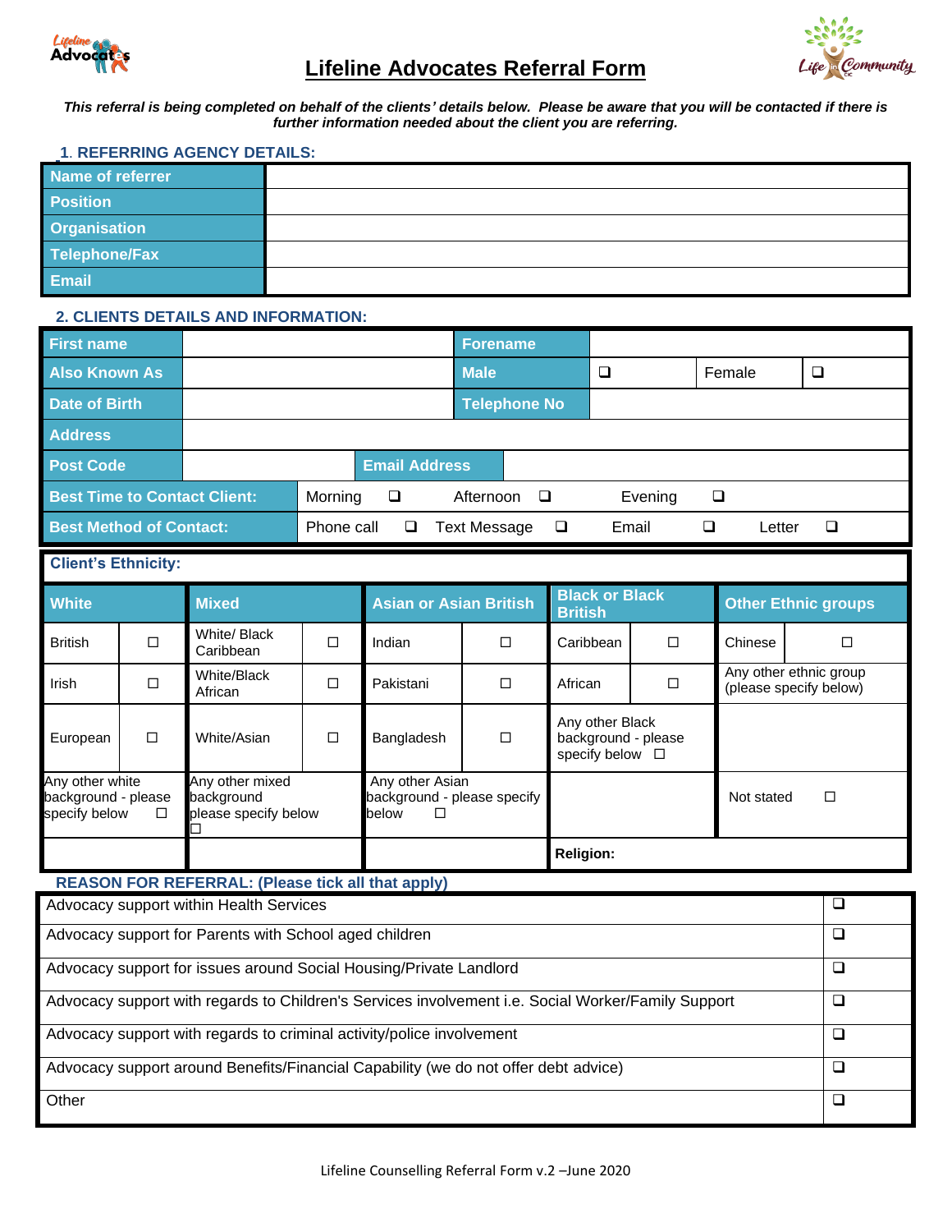# Lifeline Advocates Referral Form

***This referral is being completed on behalf of the clients' details below. Please be aware that you will be contacted if there is further information needed about the client you are referring.***

## 1. REFERRING AGENCY DETAILS:

| | |
|---|---|
| **Name of referrer** | |
| **Position** | |
| **Organisation** | |
| **Telephone/Fax** | |
| **Email** | |

## 2. CLIENTS DETAILS AND INFORMATION:

| | | | | | |
|---|---|---|---|---|---|
| **First name** | | **Forename** | | | |
| **Also Known As** | | **Male** | ❑ | Female | ❑ |
| **Date of Birth** | | **Telephone No** | | | |
| **Address** | | | | | |
| **Post Code** | | **Email Address** | | | |

| | | | | |
|---|---|---|---|---|
| **Best Time to Contact Client:** | Morning ❑ | Afternoon ❑ | Evening ❑ | |
| **Best Method of Contact:** | Phone call ❑ | Text Message ❑ | Email ❑ | Letter ❑ |

**Client's Ethnicity:**

| **White** | | **Mixed** | | **Asian or Asian British** | | **Black or Black British** | | **Other Ethnic groups** | |
|---|---|---|---|---|---|---|---|---|---|
| British | ☐ | White/ Black Caribbean | ☐ | Indian | ☐ | Caribbean | ☐ | Chinese | ☐ |
| Irish | ☐ | White/Black African | ☐ | Pakistani | ☐ | African | ☐ | Any other ethnic group (please specify below) | |
| European | ☐ | White/Asian | ☐ | Bangladesh | ☐ | Any other Black background - please specify below ☐ | | | |
| Any other white background - please specify below ☐ | | Any other mixed background please specify below ☐ | | Any other Asian background - please specify below ☐ | | | | Not stated ☐ | |
| | | | | | | **Religion:** | | | |

## REASON FOR REFERRAL: (Please tick all that apply)

| | |
|---|---|
| Advocacy support within Health Services | ❑ |
| Advocacy support for Parents with School aged children | ❑ |
| Advocacy support for issues around Social Housing/Private Landlord | ❑ |
| Advocacy support with regards to Children's Services involvement i.e. Social Worker/Family Support | ❑ |
| Advocacy support with regards to criminal activity/police involvement | ❑ |
| Advocacy support around Benefits/Financial Capability (we do not offer debt advice) | ❑ |
| Other | ❑ |

Lifeline Counselling Referral Form v.2 –June 2020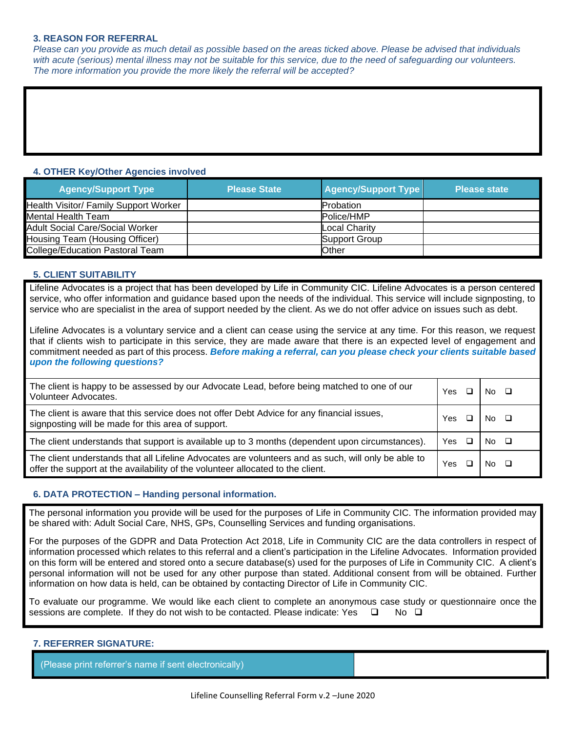### 3. REASON FOR REFERRAL

*Please can you provide as much detail as possible based on the areas ticked above. Please be advised that individuals with acute (serious) mental illness may not be suitable for this service, due to the need of safeguarding our volunteers. The more information you provide the more likely the referral will be accepted?*

### 4. OTHER Key/Other Agencies involved

| Agency/Support Type | Please State | Agency/Support Type | Please state |
|---|---|---|---|
| Health Visitor/ Family Support Worker | | Probation | |
| Mental Health Team | | Police/HMP | |
| Adult Social Care/Social Worker | | Local Charity | |
| Housing Team (Housing Officer) | | Support Group | |
| College/Education Pastoral Team | | Other | |

### 5. CLIENT SUITABILITY

Lifeline Advocates is a project that has been developed by Life in Community CIC. Lifeline Advocates is a person centered service, who offer information and guidance based upon the needs of the individual. This service will include signposting, to service who are specialist in the area of support needed by the client. As we do not offer advice on issues such as debt.

Lifeline Advocates is a voluntary service and a client can cease using the service at any time. For this reason, we request that if clients wish to participate in this service, they are made aware that there is an expected level of engagement and commitment needed as part of this process. ***Before making a referral, can you please check your clients suitable based upon the following questions?***

| | | |
|---|---|---|
| The client is happy to be assessed by our Advocate Lead, before being matched to one of our Volunteer Advocates. | Yes ❑ | No ❑ |
| The client is aware that this service does not offer Debt Advice for any financial issues, signposting will be made for this area of support. | Yes ❑ | No ❑ |
| The client understands that support is available up to 3 months (dependent upon circumstances). | Yes ❑ | No ❑ |
| The client understands that all Lifeline Advocates are volunteers and as such, will only be able to offer the support at the availability of the volunteer allocated to the client. | Yes ❑ | No ❑ |

### 6. DATA PROTECTION – Handing personal information.

The personal information you provide will be used for the purposes of Life in Community CIC. The information provided may be shared with: Adult Social Care, NHS, GPs, Counselling Services and funding organisations.

For the purposes of the GDPR and Data Protection Act 2018, Life in Community CIC are the data controllers in respect of information processed which relates to this referral and a client's participation in the Lifeline Advocates. Information provided on this form will be entered and stored onto a secure database(s) used for the purposes of Life in Community CIC. A client's personal information will not be used for any other purpose than stated. Additional consent from will be obtained. Further information on how data is held, can be obtained by contacting Director of Life in Community CIC.

To evaluate our programme. We would like each client to complete an anonymous case study or questionnaire once the sessions are complete. If they do not wish to be contacted. Please indicate: Yes ❑ No ❑

### 7. REFERRER SIGNATURE:

| (Please print referrer's name if sent electronically) | |
|---|---|

Lifeline Counselling Referral Form v.2 –June 2020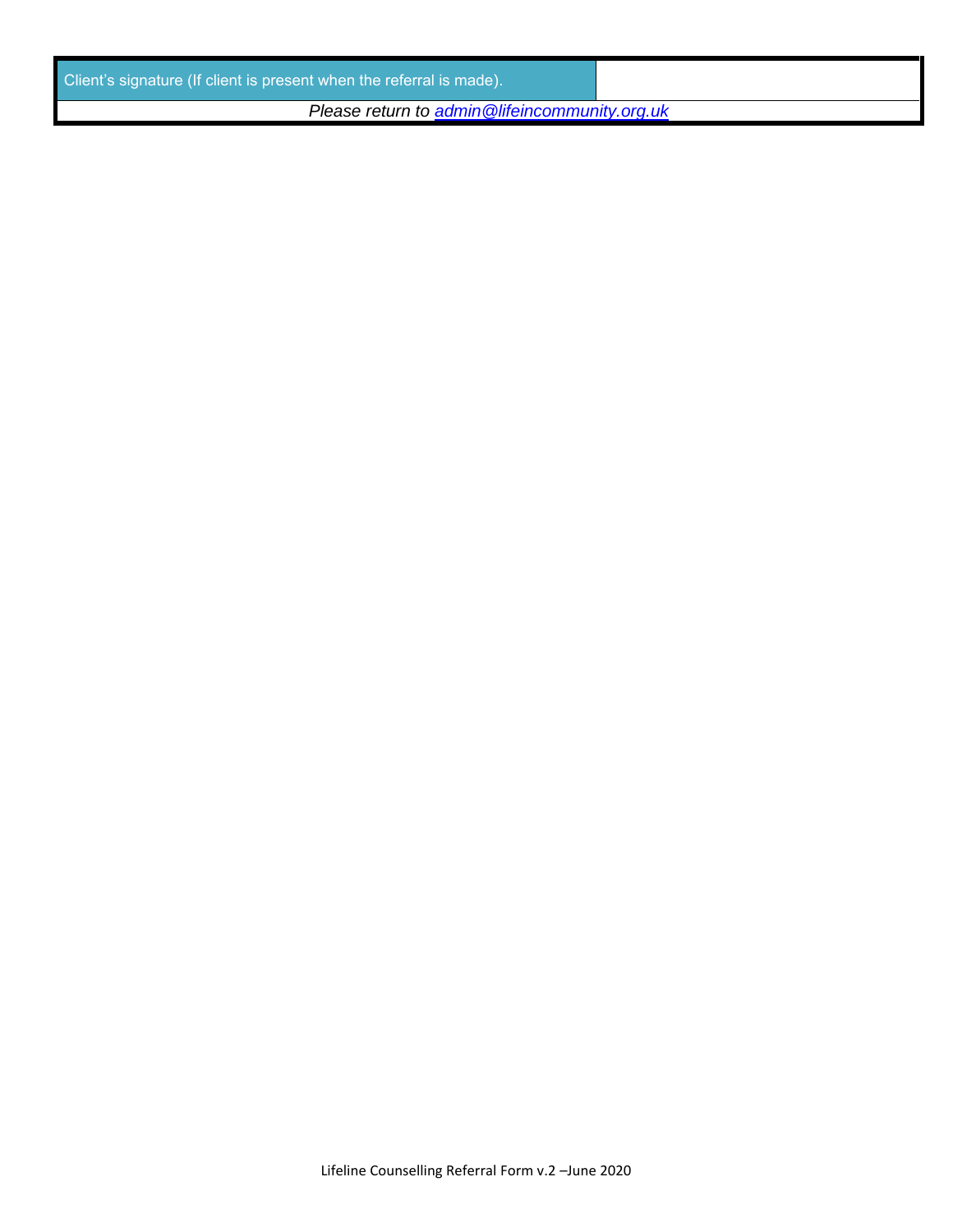| | |
|---|---|
| Client's signature (If client is present when the referral is made). | |

*Please return to admin@lifeincommunity.org.uk*